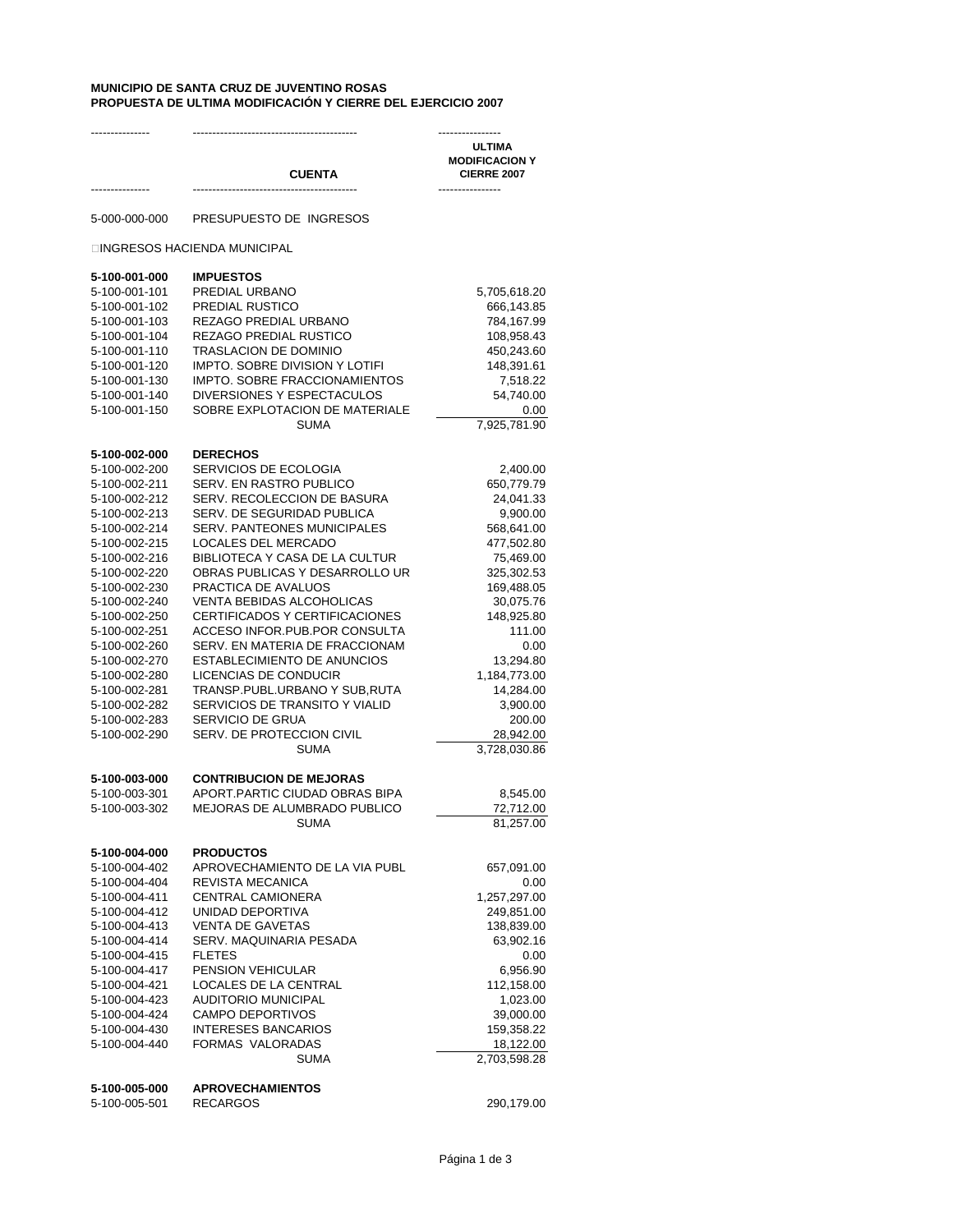**MUNICIPIO DE SANTA CRUZ DE JUVENTINO ROSAS**
**PROPUESTA DE ULTIMA MODIFICACIÓN Y CIERRE DEL EJERCICIO 2007**

| | CUENTA | ULTIMA MODIFICACION Y CIERRE 2007 |
|---|---|---|
| 5-000-000-000 | PRESUPUESTO DE INGRESOS | |
| | INGRESOS HACIENDA MUNICIPAL | |
| **5-100-001-000** | **IMPUESTOS** | |
| 5-100-001-101 | PREDIAL URBANO | 5,705,618.20 |
| 5-100-001-102 | PREDIAL RUSTICO | 666,143.85 |
| 5-100-001-103 | REZAGO PREDIAL URBANO | 784,167.99 |
| 5-100-001-104 | REZAGO PREDIAL RUSTICO | 108,958.43 |
| 5-100-001-110 | TRASLACION DE DOMINIO | 450,243.60 |
| 5-100-001-120 | IMPTO. SOBRE DIVISION Y LOTIFI | 148,391.61 |
| 5-100-001-130 | IMPTO. SOBRE FRACCIONAMIENTOS | 7,518.22 |
| 5-100-001-140 | DIVERSIONES Y ESPECTACULOS | 54,740.00 |
| 5-100-001-150 | SOBRE EXPLOTACION DE MATERIALE | 0.00 |
| | SUMA | 7,925,781.90 |
| **5-100-002-000** | **DERECHOS** | |
| 5-100-002-200 | SERVICIOS DE ECOLOGIA | 2,400.00 |
| 5-100-002-211 | SERV. EN RASTRO PUBLICO | 650,779.79 |
| 5-100-002-212 | SERV. RECOLECCION DE BASURA | 24,041.33 |
| 5-100-002-213 | SERV. DE SEGURIDAD PUBLICA | 9,900.00 |
| 5-100-002-214 | SERV. PANTEONES MUNICIPALES | 568,641.00 |
| 5-100-002-215 | LOCALES DEL MERCADO | 477,502.80 |
| 5-100-002-216 | BIBLIOTECA Y CASA DE LA CULTUR | 75,469.00 |
| 5-100-002-220 | OBRAS PUBLICAS Y DESARROLLO UR | 325,302.53 |
| 5-100-002-230 | PRACTICA DE AVALUOS | 169,488.05 |
| 5-100-002-240 | VENTA BEBIDAS ALCOHOLICAS | 30,075.76 |
| 5-100-002-250 | CERTIFICADOS Y CERTIFICACIONES | 148,925.80 |
| 5-100-002-251 | ACCESO INFOR.PUB.POR CONSULTA | 111.00 |
| 5-100-002-260 | SERV. EN MATERIA DE FRACCIONAM | 0.00 |
| 5-100-002-270 | ESTABLECIMIENTO DE ANUNCIOS | 13,294.80 |
| 5-100-002-280 | LICENCIAS DE CONDUCIR | 1,184,773.00 |
| 5-100-002-281 | TRANSP.PUBL.URBANO Y SUB,RUTA | 14,284.00 |
| 5-100-002-282 | SERVICIOS DE TRANSITO Y VIALID | 3,900.00 |
| 5-100-002-283 | SERVICIO DE GRUA | 200.00 |
| 5-100-002-290 | SERV. DE PROTECCION CIVIL | 28,942.00 |
| | SUMA | 3,728,030.86 |
| **5-100-003-000** | **CONTRIBUCION DE MEJORAS** | |
| 5-100-003-301 | APORT.PARTIC CIUDAD OBRAS BIPA | 8,545.00 |
| 5-100-003-302 | MEJORAS DE ALUMBRADO PUBLICO | 72,712.00 |
| | SUMA | 81,257.00 |
| **5-100-004-000** | **PRODUCTOS** | |
| 5-100-004-402 | APROVECHAMIENTO DE LA VIA PUBL | 657,091.00 |
| 5-100-004-404 | REVISTA MECANICA | 0.00 |
| 5-100-004-411 | CENTRAL CAMIONERA | 1,257,297.00 |
| 5-100-004-412 | UNIDAD DEPORTIVA | 249,851.00 |
| 5-100-004-413 | VENTA DE GAVETAS | 138,839.00 |
| 5-100-004-414 | SERV. MAQUINARIA PESADA | 63,902.16 |
| 5-100-004-415 | FLETES | 0.00 |
| 5-100-004-417 | PENSION VEHICULAR | 6,956.90 |
| 5-100-004-421 | LOCALES DE LA CENTRAL | 112,158.00 |
| 5-100-004-423 | AUDITORIO MUNICIPAL | 1,023.00 |
| 5-100-004-424 | CAMPO DEPORTIVOS | 39,000.00 |
| 5-100-004-430 | INTERESES BANCARIOS | 159,358.22 |
| 5-100-004-440 | FORMAS VALORADAS | 18,122.00 |
| | SUMA | 2,703,598.28 |
| **5-100-005-000** | **APROVECHAMIENTOS** | |
| 5-100-005-501 | RECARGOS | 290,179.00 |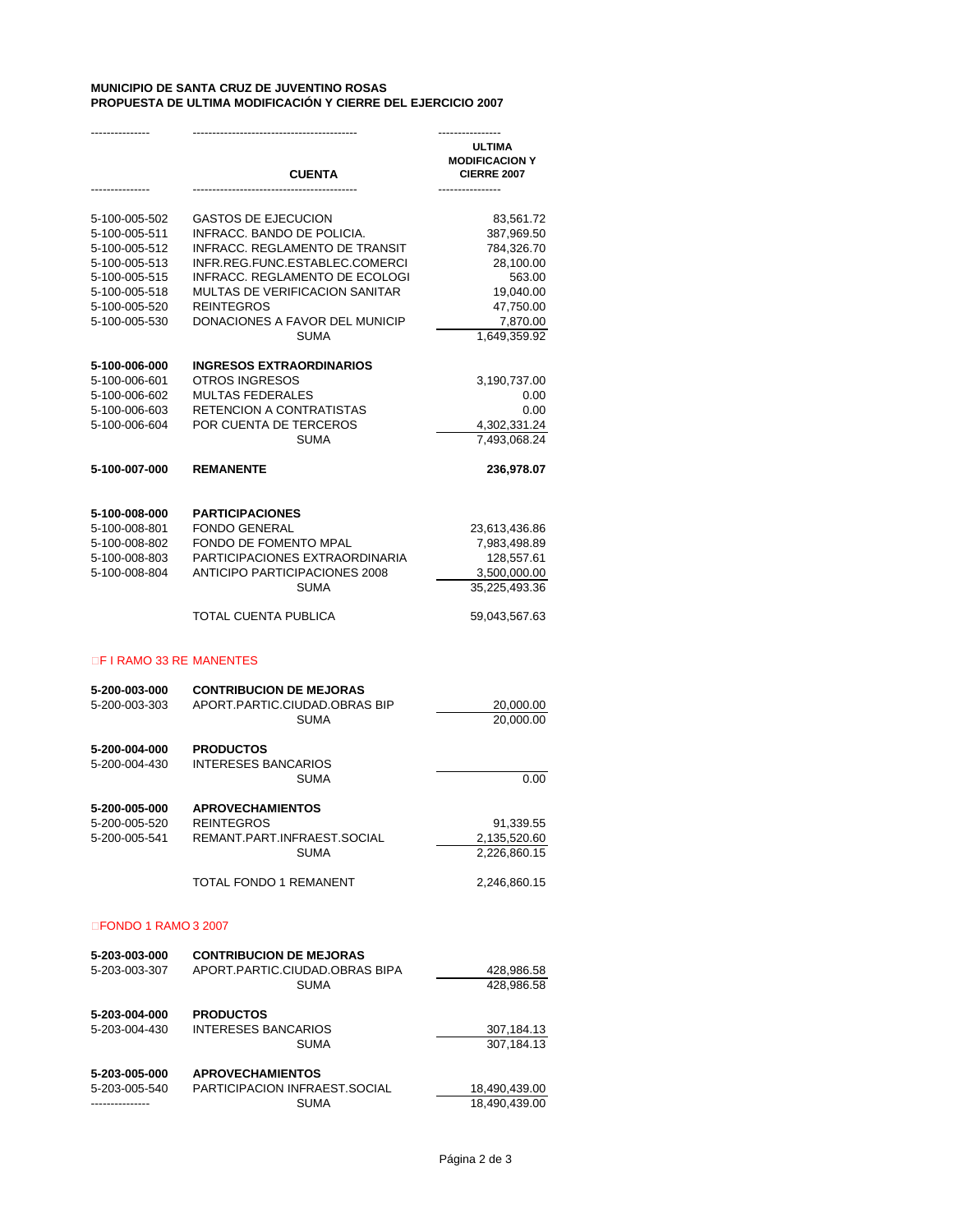**MUNICIPIO DE SANTA CRUZ DE JUVENTINO ROSAS**
**PROPUESTA DE ULTIMA MODIFICACIÓN Y CIERRE DEL EJERCICIO 2007**

| | CUENTA | ULTIMA MODIFICACION Y CIERRE 2007 |
|---|---|---:|
| 5-100-005-502 | GASTOS DE EJECUCION | 83,561.72 |
| 5-100-005-511 | INFRACC. BANDO DE POLICIA. | 387,969.50 |
| 5-100-005-512 | INFRACC. REGLAMENTO DE TRANSIT | 784,326.70 |
| 5-100-005-513 | INFR.REG.FUNC.ESTABLEC.COMERCI | 28,100.00 |
| 5-100-005-515 | INFRACC. REGLAMENTO DE ECOLOGI | 563.00 |
| 5-100-005-518 | MULTAS DE VERIFICACION SANITAR | 19,040.00 |
| 5-100-005-520 | REINTEGROS | 47,750.00 |
| 5-100-005-530 | DONACIONES A FAVOR DEL MUNICIP | 7,870.00 |
| | SUMA | 1,649,359.92 |
| **5-100-006-000** | **INGRESOS EXTRAORDINARIOS** | |
| 5-100-006-601 | OTROS INGRESOS | 3,190,737.00 |
| 5-100-006-602 | MULTAS FEDERALES | 0.00 |
| 5-100-006-603 | RETENCION A CONTRATISTAS | 0.00 |
| 5-100-006-604 | POR CUENTA DE TERCEROS | 4,302,331.24 |
| | SUMA | 7,493,068.24 |
| **5-100-007-000** | **REMANENTE** | **236,978.07** |
| **5-100-008-000** | **PARTICIPACIONES** | |
| 5-100-008-801 | FONDO GENERAL | 23,613,436.86 |
| 5-100-008-802 | FONDO DE FOMENTO MPAL | 7,983,498.89 |
| 5-100-008-803 | PARTICIPACIONES EXTRAORDINARIA | 128,557.61 |
| 5-100-008-804 | ANTICIPO PARTICIPACIONES 2008 | 3,500,000.00 |
| | SUMA | 35,225,493.36 |
| | TOTAL CUENTA PUBLICA | 59,043,567.63 |

F I RAMO 33 RE MANENTES

| | CUENTA | ULTIMA MODIFICACION Y CIERRE 2007 |
|---|---|---:|
| **5-200-003-000** | **CONTRIBUCION DE MEJORAS** | |
| 5-200-003-303 | APORT.PARTIC.CIUDAD.OBRAS BIP | 20,000.00 |
| | SUMA | 20,000.00 |
| **5-200-004-000** | **PRODUCTOS** | |
| 5-200-004-430 | INTERESES BANCARIOS | |
| | SUMA | 0.00 |
| **5-200-005-000** | **APROVECHAMIENTOS** | |
| 5-200-005-520 | REINTEGROS | 91,339.55 |
| 5-200-005-541 | REMANT.PART.INFRAEST.SOCIAL | 2,135,520.60 |
| | SUMA | 2,226,860.15 |
| | TOTAL FONDO 1 REMANENT | 2,246,860.15 |

FONDO 1 RAMO 3 2007

| | CUENTA | ULTIMA MODIFICACION Y CIERRE 2007 |
|---|---|---:|
| **5-203-003-000** | **CONTRIBUCION DE MEJORAS** | |
| 5-203-003-307 | APORT.PARTIC.CIUDAD.OBRAS BIPA | 428,986.58 |
| | SUMA | 428,986.58 |
| **5-203-004-000** | **PRODUCTOS** | |
| 5-203-004-430 | INTERESES BANCARIOS | 307,184.13 |
| | SUMA | 307,184.13 |
| **5-203-005-000** | **APROVECHAMIENTOS** | |
| 5-203-005-540 | PARTICIPACION INFRAEST.SOCIAL | 18,490,439.00 |
| | SUMA | 18,490,439.00 |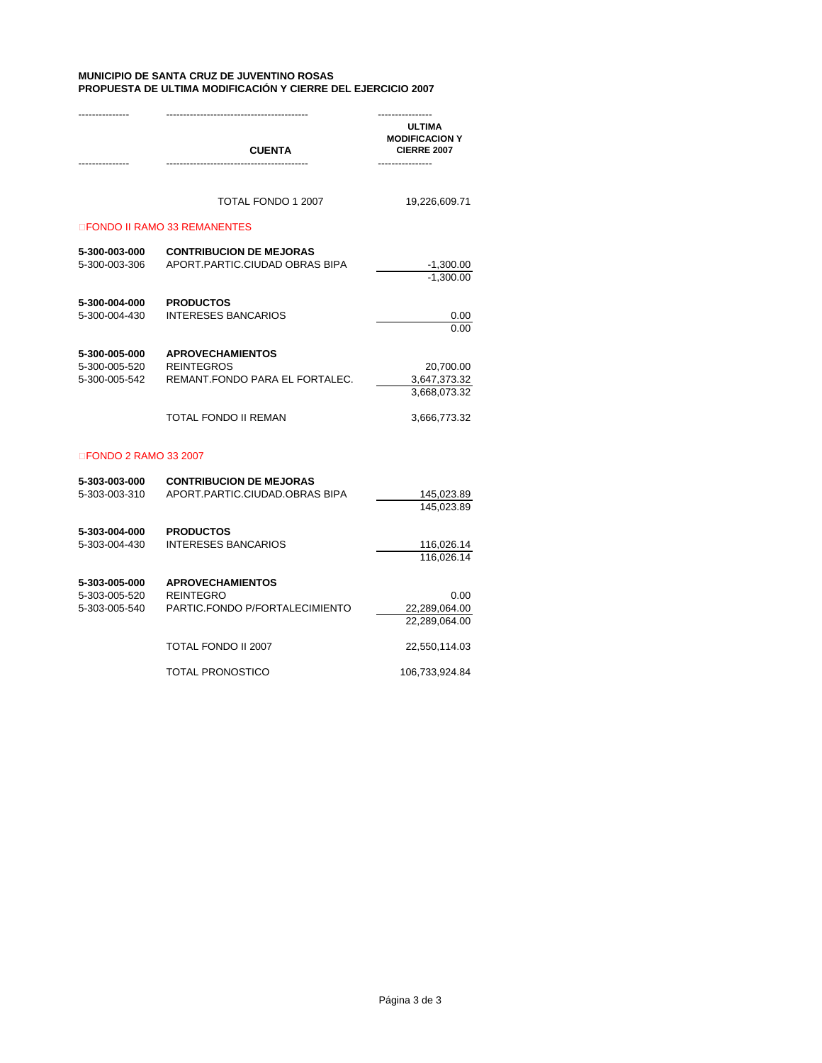**MUNICIPIO DE SANTA CRUZ DE JUVENTINO ROSAS**
**PROPUESTA DE ULTIMA MODIFICACIÓN Y CIERRE DEL EJERCICIO 2007**

| | CUENTA | ULTIMA MODIFICACION Y CIERRE 2007 |
|---|---|---|
| | TOTAL FONDO 1 2007 | 19,226,609.71 |
| FONDO II RAMO 33 REMANENTES | | |
| **5-300-003-000** | **CONTRIBUCION DE MEJORAS** | |
| 5-300-003-306 | APORT.PARTIC.CIUDAD OBRAS BIPA | -1,300.00 |
| | | -1,300.00 |
| **5-300-004-000** | **PRODUCTOS** | |
| 5-300-004-430 | INTERESES BANCARIOS | 0.00 |
| | | 0.00 |
| **5-300-005-000** | **APROVECHAMIENTOS** | |
| 5-300-005-520 | REINTEGROS | 20,700.00 |
| 5-300-005-542 | REMANT.FONDO PARA EL FORTALEC. | 3,647,373.32 |
| | | 3,668,073.32 |
| | TOTAL FONDO II REMAN | 3,666,773.32 |
| FONDO 2 RAMO 33 2007 | | |
| **5-303-003-000** | **CONTRIBUCION DE MEJORAS** | |
| 5-303-003-310 | APORT.PARTIC.CIUDAD.OBRAS BIPA | 145,023.89 |
| | | 145,023.89 |
| **5-303-004-000** | **PRODUCTOS** | |
| 5-303-004-430 | INTERESES BANCARIOS | 116,026.14 |
| | | 116,026.14 |
| **5-303-005-000** | **APROVECHAMIENTOS** | |
| 5-303-005-520 | REINTEGRO | 0.00 |
| 5-303-005-540 | PARTIC.FONDO P/FORTALECIMIENTO | 22,289,064.00 |
| | | 22,289,064.00 |
| | TOTAL FONDO II 2007 | 22,550,114.03 |
| | TOTAL PRONOSTICO | 106,733,924.84 |